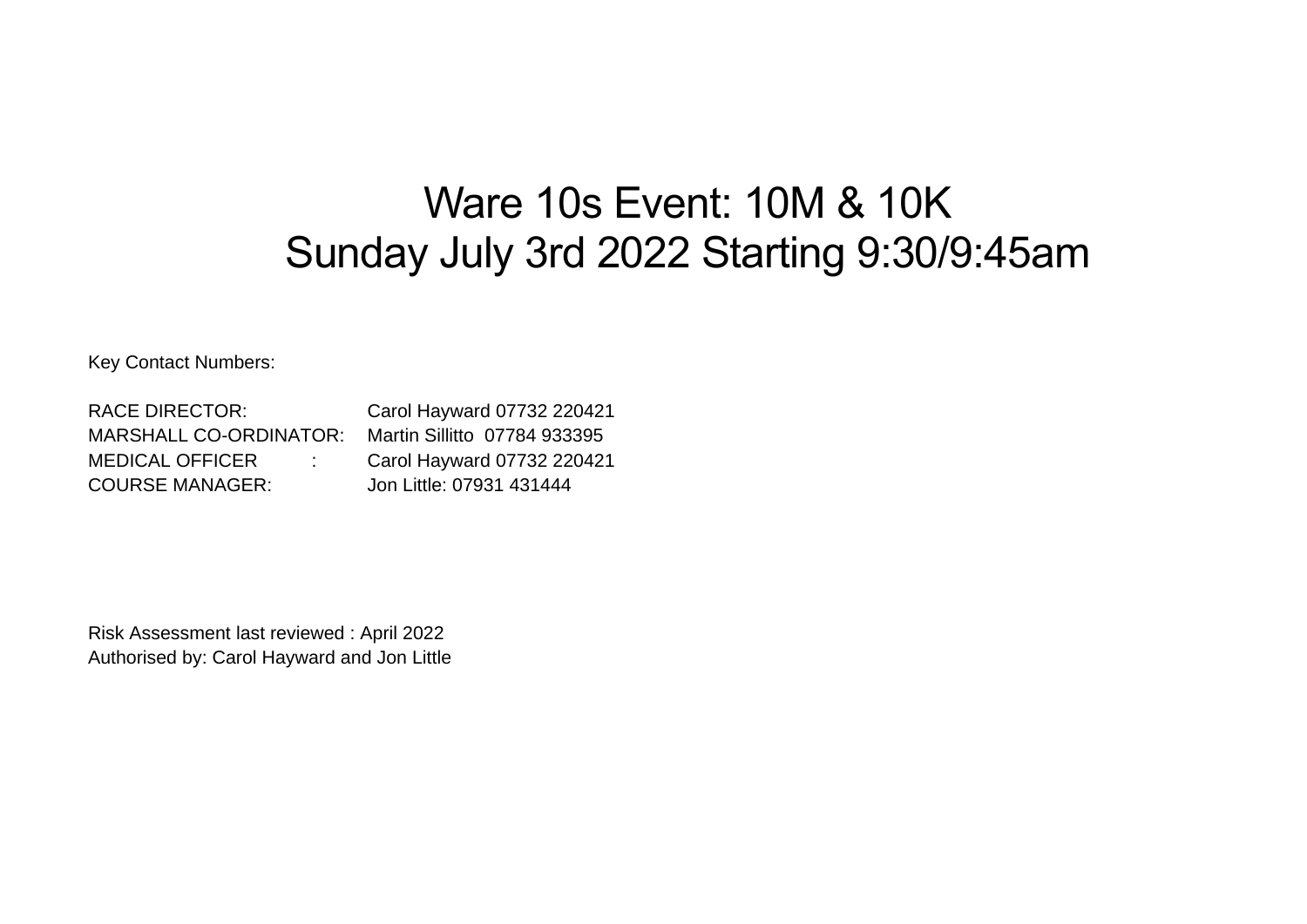# Ware 10s Event: 10M & 10K
# Sunday July 3rd 2022 Starting 9:30/9:45am

Key Contact Numbers:

| | |
|---|---|
| RACE DIRECTOR: | Carol Hayward 07732 220421 |
| MARSHALL CO-ORDINATOR: | Martin Sillitto 07784 933395 |
| MEDICAL OFFICER : | Carol Hayward 07732 220421 |
| COURSE MANAGER: | Jon Little: 07931 431444 |

Risk Assessment last reviewed : April 2022
Authorised by: Carol Hayward and Jon Little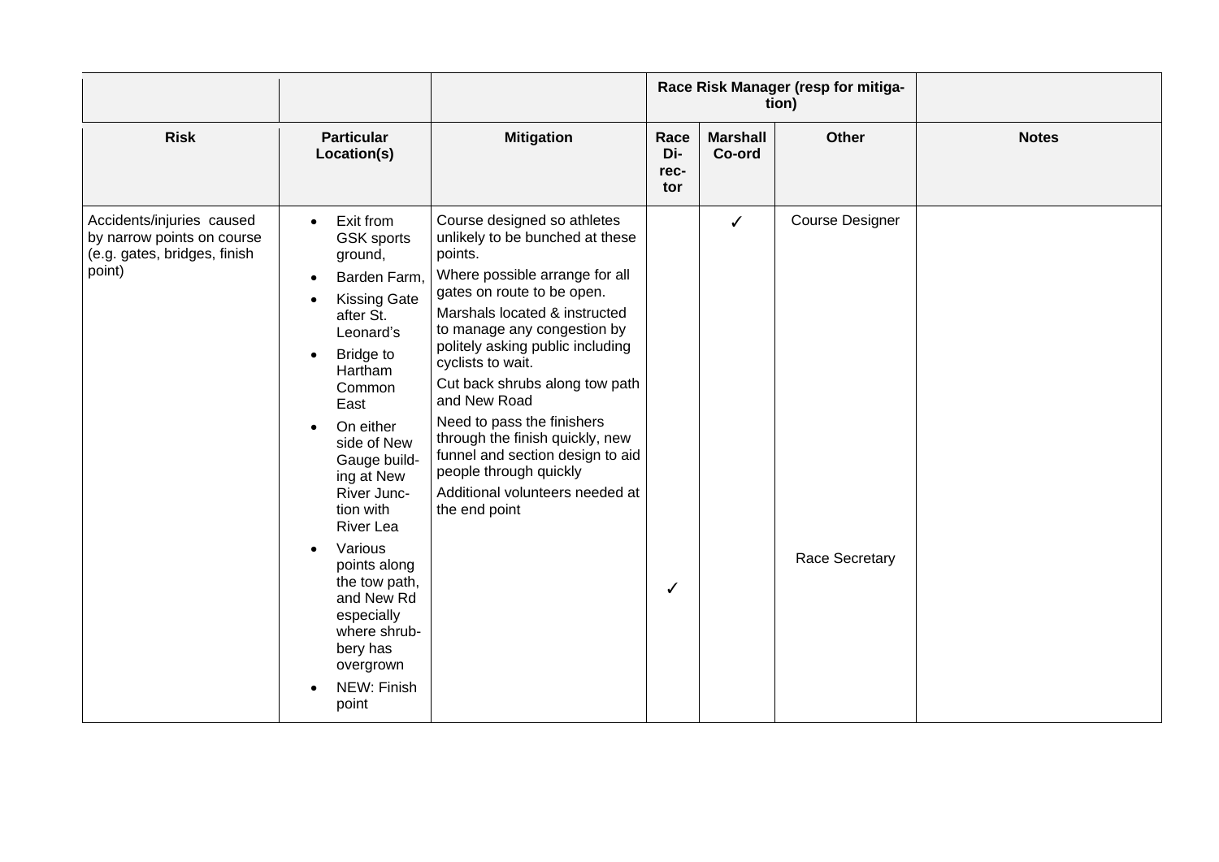| | | | Race Risk Manager (resp for mitigation) | | | |
|---|---|---|---|---|---|---|
| **Risk** | **Particular Location(s)** | **Mitigation** | **Race Director** | **Marshall Co-ord** | **Other** | **Notes** |
| Accidents/injuries caused by narrow points on course (e.g. gates, bridges, finish point) | • Exit from GSK sports ground,<br>• Barden Farm,<br>• Kissing Gate after St. Leonard's<br>• Bridge to Hartham Common East<br>• On either side of New Gauge building at New River Junction with River Lea<br>• Various points along the tow path, and New Rd especially where shrubbery has overgrown<br>• NEW: Finish point | Course designed so athletes unlikely to be bunched at these points.<br>Where possible arrange for all gates on route to be open.<br>Marshals located & instructed to manage any congestion by politely asking public including cyclists to wait.<br>Cut back shrubs along tow path and New Road<br>Need to pass the finishers through the finish quickly, new funnel and section design to aid people through quickly<br>Additional volunteers needed at the end point | ✓ | ✓ | Course Designer<br>Race Secretary | |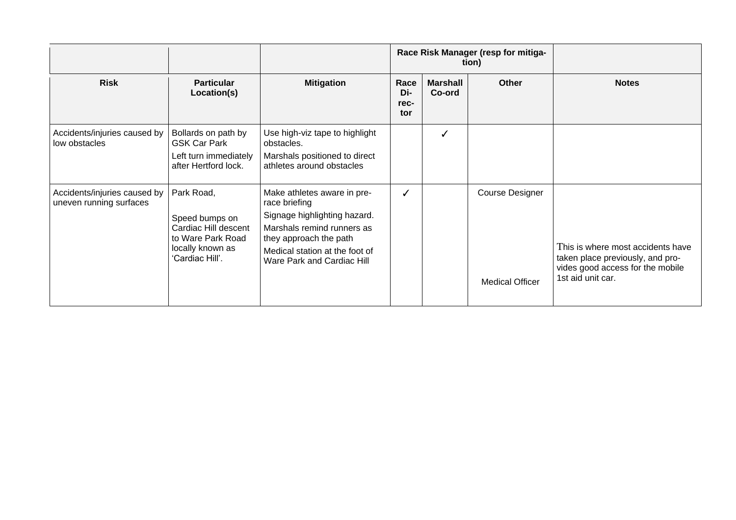| | | | Race Risk Manager (resp for mitigation) | | | |
|---|---|---|---|---|---|---|
| **Risk** | **Particular Location(s)** | **Mitigation** | **Race Director** | **Marshall Co-ord** | **Other** | **Notes** |
| Accidents/injuries caused by low obstacles | Bollards on path by GSK Car Park<br>Left turn immediately after Hertford lock. | Use high-viz tape to highlight obstacles.<br>Marshals positioned to direct athletes around obstacles | | ✓ | | |
| Accidents/injuries caused by uneven running surfaces | Park Road,<br><br>Speed bumps on Cardiac Hill descent to Ware Park Road locally known as 'Cardiac Hill'. | Make athletes aware in pre-race briefing<br>Signage highlighting hazard.<br>Marshals remind runners as they approach the path<br>Medical station at the foot of Ware Park and Cardiac Hill | ✓ | | Course Designer<br><br>Medical Officer | This is where most accidents have taken place previously, and provides good access for the mobile 1st aid unit car. |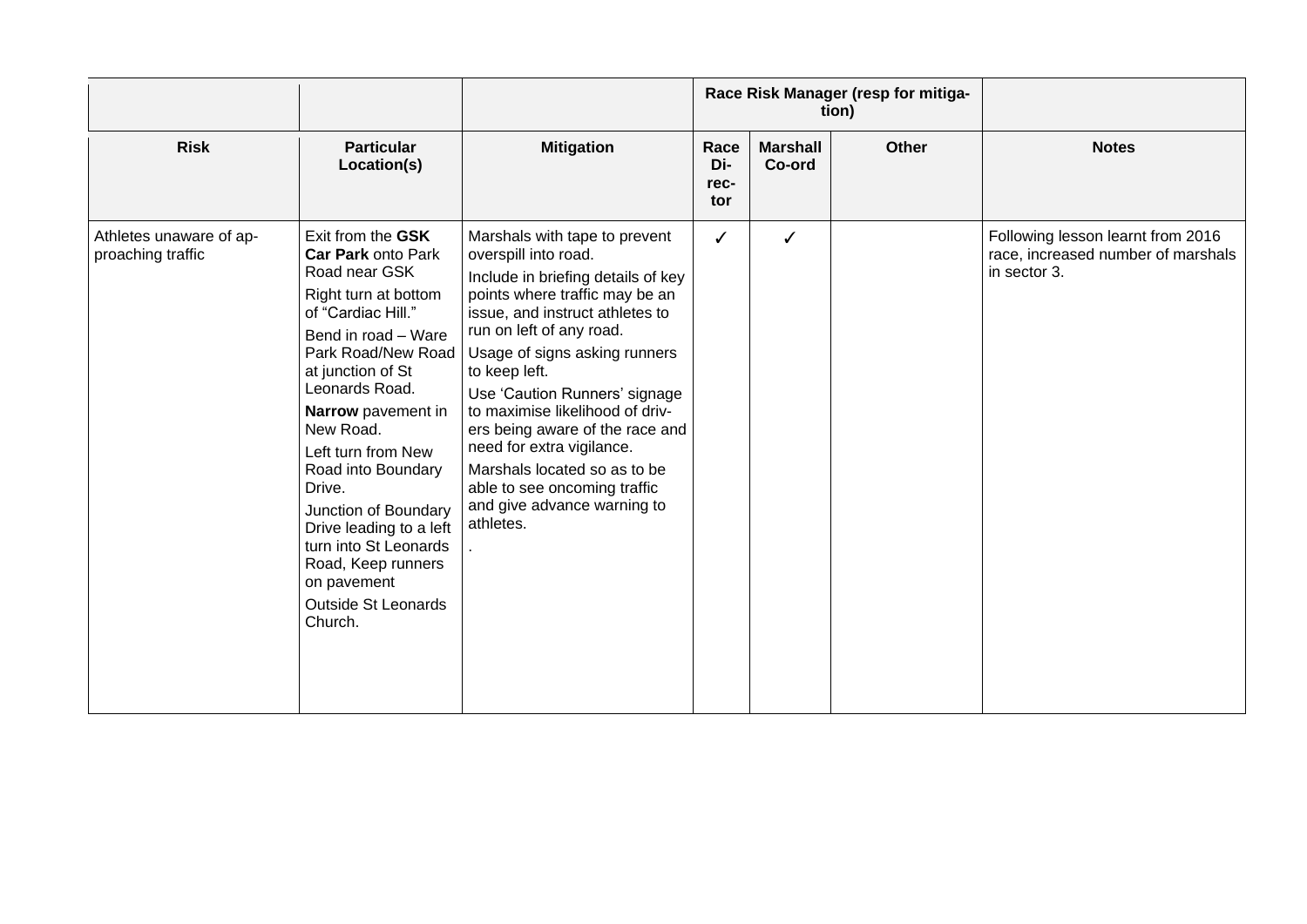| | | | Race Risk Manager (resp for mitigation) | | | |
|---|---|---|---|---|---|---|
| **Risk** | **Particular Location(s)** | **Mitigation** | **Race Director** | **Marshall Co-ord** | **Other** | **Notes** |
| Athletes unaware of approaching traffic | Exit from the **GSK Car Park** onto Park Road near GSK<br>Right turn at bottom of "Cardiac Hill."<br>Bend in road – Ware Park Road/New Road at junction of St Leonards Road.<br>**Narrow** pavement in New Road.<br>Left turn from New Road into Boundary Drive.<br>Junction of Boundary Drive leading to a left turn into St Leonards Road, Keep runners on pavement<br>Outside St Leonards Church. | Marshals with tape to prevent overspill into road.<br>Include in briefing details of key points where traffic may be an issue, and instruct athletes to run on left of any road.<br>Usage of signs asking runners to keep left.<br>Use 'Caution Runners' signage to maximise likelihood of drivers being aware of the race and need for extra vigilance.<br>Marshals located so as to be able to see oncoming traffic and give advance warning to athletes.<br>. | ✓ | ✓ | | Following lesson learnt from 2016 race, increased number of marshals in sector 3. |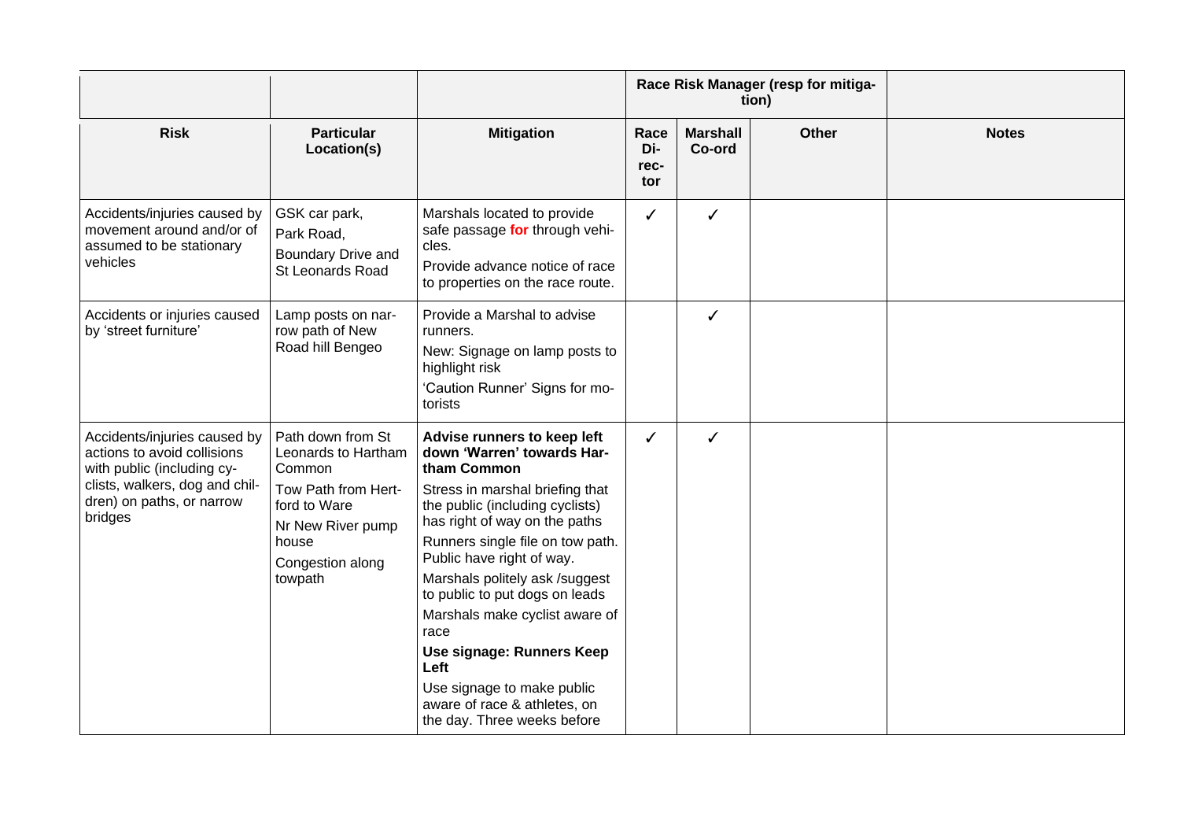| | | | Race Risk Manager (resp for mitigation) | | | |
|---|---|---|---|---|---|---|
| **Risk** | **Particular Location(s)** | **Mitigation** | **Race Director** | **Marshall Co-ord** | **Other** | **Notes** |
| Accidents/injuries caused by movement around and/or of assumed to be stationary vehicles | GSK car park,<br>Park Road,<br>Boundary Drive and St Leonards Road | Marshals located to provide safe passage **for** through vehicles.<br>Provide advance notice of race to properties on the race route. | ✓ | ✓ | | |
| Accidents or injuries caused by 'street furniture' | Lamp posts on narrow path of New Road hill Bengeo | Provide a Marshal to advise runners.<br>New: Signage on lamp posts to highlight risk<br>'Caution Runner' Signs for motorists | | ✓ | | |
| Accidents/injuries caused by actions to avoid collisions with public (including cyclists, walkers, dog and children) on paths, or narrow bridges | Path down from St Leonards to Hartham Common<br>Tow Path from Hertford to Ware<br>Nr New River pump house<br>Congestion along towpath | **Advise runners to keep left down 'Warren' towards Hartham Common**<br>Stress in marshal briefing that the public (including cyclists) has right of way on the paths<br>Runners single file on tow path. Public have right of way.<br>Marshals politely ask /suggest to public to put dogs on leads<br>Marshals make cyclist aware of race<br>**Use signage: Runners Keep Left**<br>Use signage to make public aware of race & athletes, on the day. Three weeks before | ✓ | ✓ | | |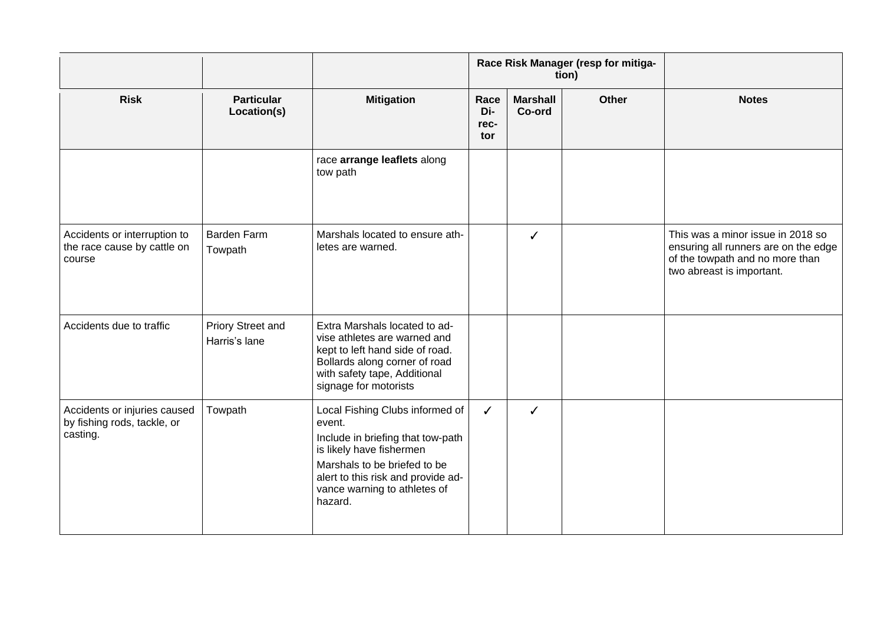| | | | Race Risk Manager (resp for mitigation) | | | |
|---|---|---|---|---|---|---|
| **Risk** | **Particular Location(s)** | **Mitigation** | **Race Director** | **Marshall Co-ord** | **Other** | **Notes** |
| | | race **arrange leaflets** along tow path | | | | |
| Accidents or interruption to the race cause by cattle on course | Barden Farm Towpath | Marshals located to ensure athletes are warned. | | ✓ | | This was a minor issue in 2018 so ensuring all runners are on the edge of the towpath and no more than two abreast is important. |
| Accidents due to traffic | Priory Street and Harris's lane | Extra Marshals located to advise athletes are warned and kept to left hand side of road. Bollards along corner of road with safety tape, Additional signage for motorists | | | | |
| Accidents or injuries caused by fishing rods, tackle, or casting. | Towpath | Local Fishing Clubs informed of event.<br>Include in briefing that tow-path is likely have fishermen<br>Marshals to be briefed to be alert to this risk and provide advance warning to athletes of hazard. | ✓ | ✓ | | |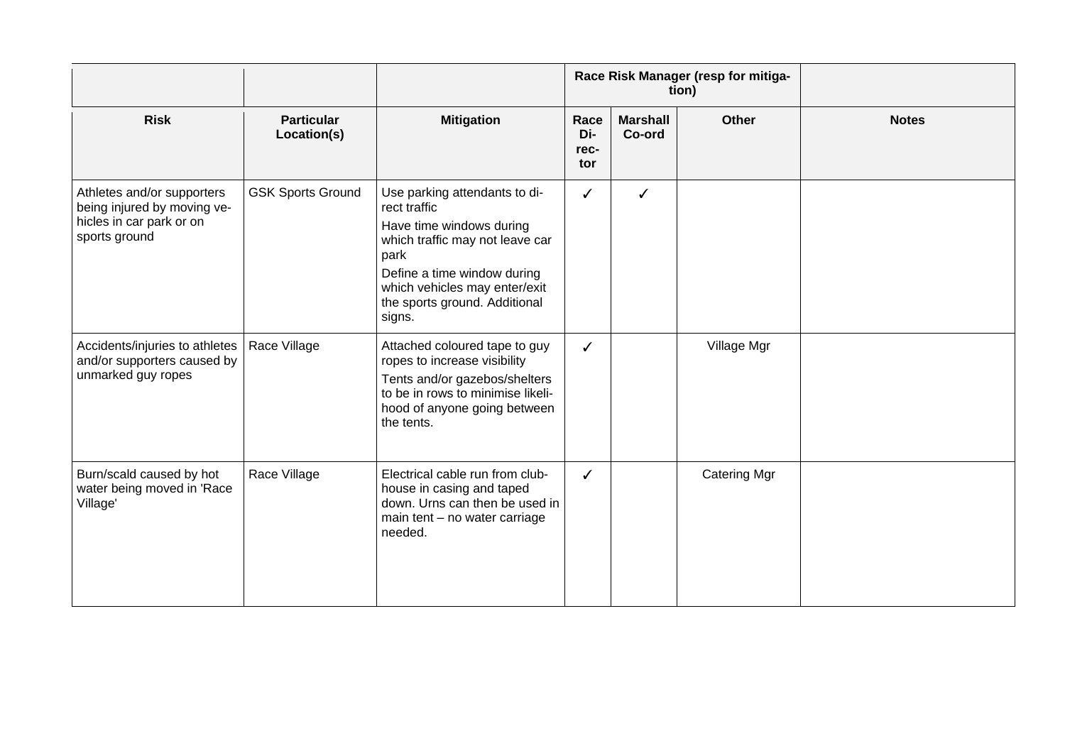| | | | Race Risk Manager (resp for mitigation) | | | |
|---|---|---|---|---|---|---|
| **Risk** | **Particular Location(s)** | **Mitigation** | **Race Director** | **Marshall Co-ord** | **Other** | **Notes** |
| Athletes and/or supporters being injured by moving vehicles in car park or on sports ground | GSK Sports Ground | Use parking attendants to direct traffic<br>Have time windows during which traffic may not leave car park<br>Define a time window during which vehicles may enter/exit the sports ground. Additional signs. | ✓ | ✓ | | |
| Accidents/injuries to athletes and/or supporters caused by unmarked guy ropes | Race Village | Attached coloured tape to guy ropes to increase visibility<br>Tents and/or gazebos/shelters to be in rows to minimise likelihood of anyone going between the tents. | ✓ | | Village Mgr | |
| Burn/scald caused by hot water being moved in 'Race Village' | Race Village | Electrical cable run from clubhouse in casing and taped down. Urns can then be used in main tent – no water carriage needed. | ✓ | | Catering Mgr | |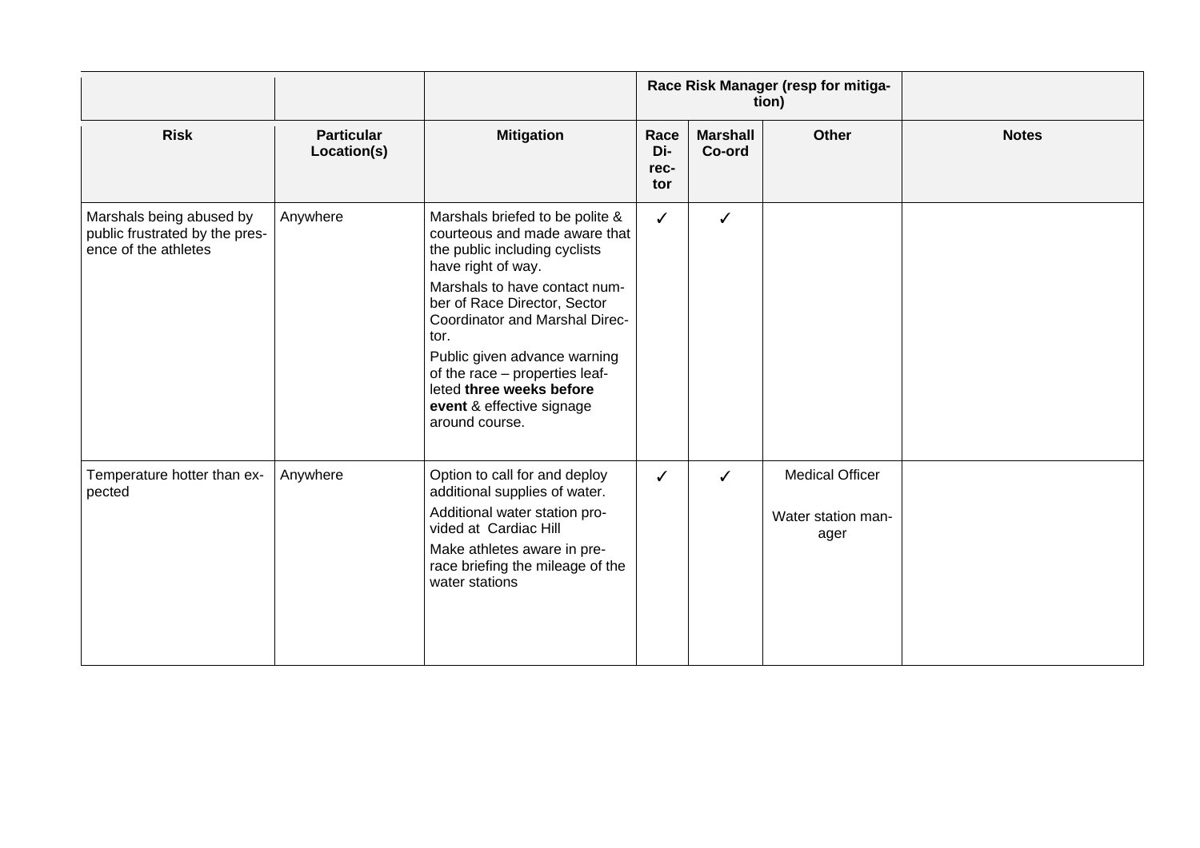| | | | Race Risk Manager (resp for mitigation) | | | |
|---|---|---|---|---|---|---|
| **Risk** | **Particular Location(s)** | **Mitigation** | **Race Director** | **Marshall Co-ord** | **Other** | **Notes** |
| Marshals being abused by public frustrated by the presence of the athletes | Anywhere | Marshals briefed to be polite & courteous and made aware that the public including cyclists have right of way.<br>Marshals to have contact number of Race Director, Sector Coordinator and Marshal Director.<br>Public given advance warning of the race – properties leafleted **three weeks before event** & effective signage around course. | ✓ | ✓ | | |
| Temperature hotter than expected | Anywhere | Option to call for and deploy additional supplies of water.<br>Additional water station provided at Cardiac Hill<br>Make athletes aware in pre-race briefing the mileage of the water stations | ✓ | ✓ | Medical Officer<br>Water station manager | |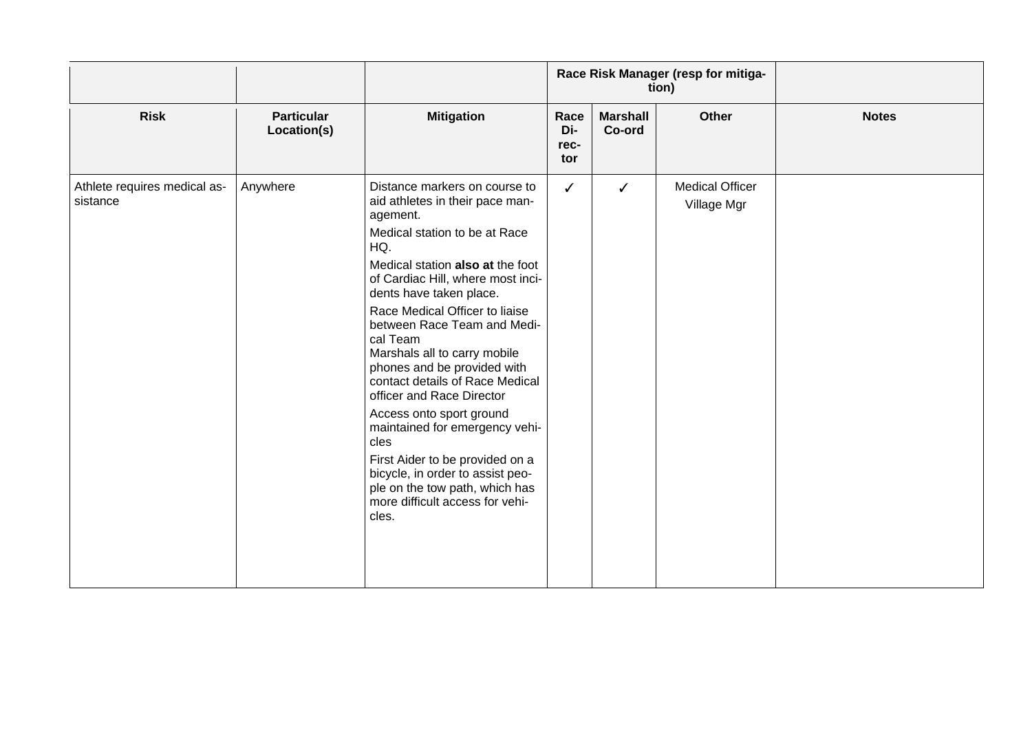| | | | Race Risk Manager (resp for mitigation) | | | |
|---|---|---|---|---|---|---|
| **Risk** | **Particular Location(s)** | **Mitigation** | **Race Director** | **Marshall Co-ord** | **Other** | **Notes** |
| Athlete requires medical assistance | Anywhere | Distance markers on course to aid athletes in their pace management.<br><br>Medical station to be at Race HQ.<br><br>Medical station **also at** the foot of Cardiac Hill, where most incidents have taken place.<br><br>Race Medical Officer to liaise between Race Team and Medical Team<br>Marshals all to carry mobile phones and be provided with contact details of Race Medical officer and Race Director<br><br>Access onto sport ground maintained for emergency vehicles<br><br>First Aider to be provided on a bicycle, in order to assist people on the tow path, which has more difficult access for vehicles. | ✓ | ✓ | Medical Officer<br>Village Mgr | |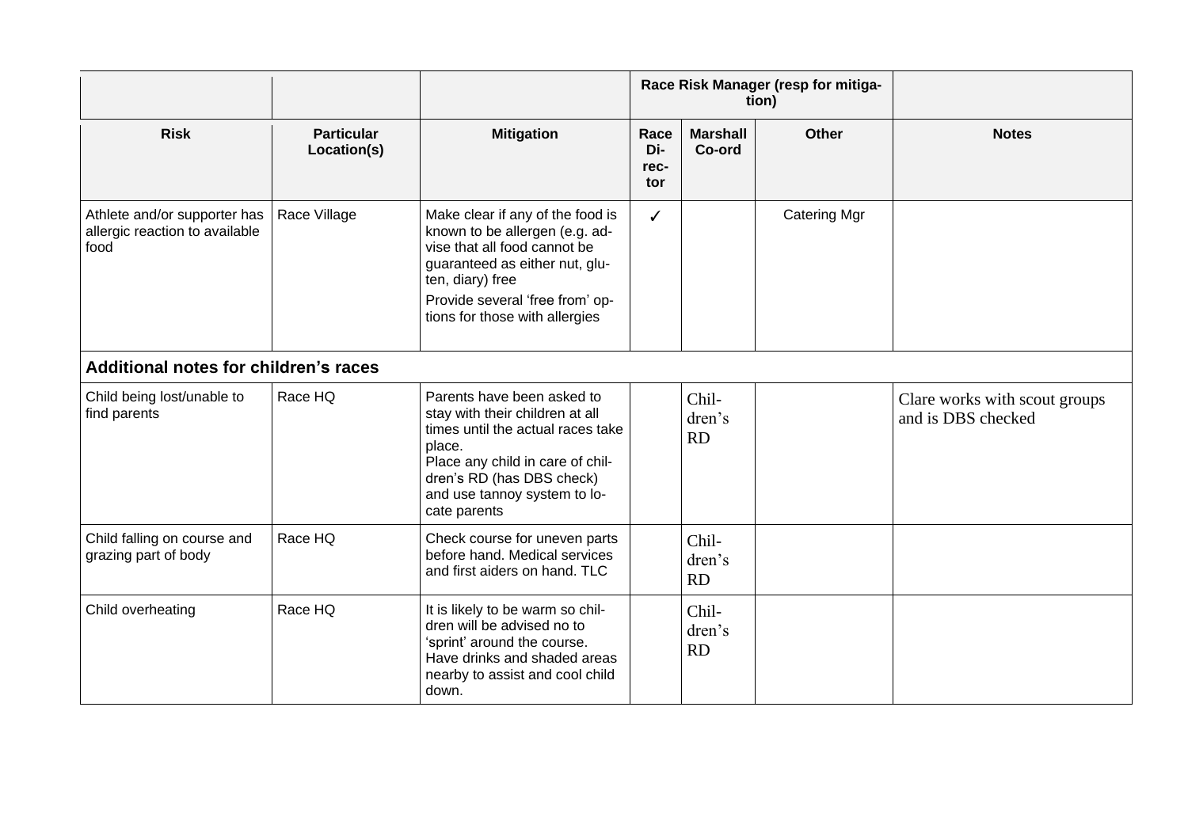| | | | Race Risk Manager (resp for mitigation) | | | |
|---|---|---|---|---|---|---|
| **Risk** | **Particular Location(s)** | **Mitigation** | **Race Director** | **Marshall Co-ord** | **Other** | **Notes** |
| Athlete and/or supporter has allergic reaction to available food | Race Village | Make clear if any of the food is known to be allergen (e.g. advise that all food cannot be guaranteed as either nut, gluten, diary) free<br>Provide several 'free from' options for those with allergies | ✓ | | Catering Mgr | |
| **Additional notes for children's races** | | | | | | |
| Child being lost/unable to find parents | Race HQ | Parents have been asked to stay with their children at all times until the actual races take place.<br>Place any child in care of children's RD (has DBS check) and use tannoy system to locate parents | | Children's RD | | Clare works with scout groups and is DBS checked |
| Child falling on course and grazing part of body | Race HQ | Check course for uneven parts before hand. Medical services and first aiders on hand. TLC | | Children's RD | | |
| Child overheating | Race HQ | It is likely to be warm so children will be advised no to 'sprint' around the course. Have drinks and shaded areas nearby to assist and cool child down. | | Children's RD | | |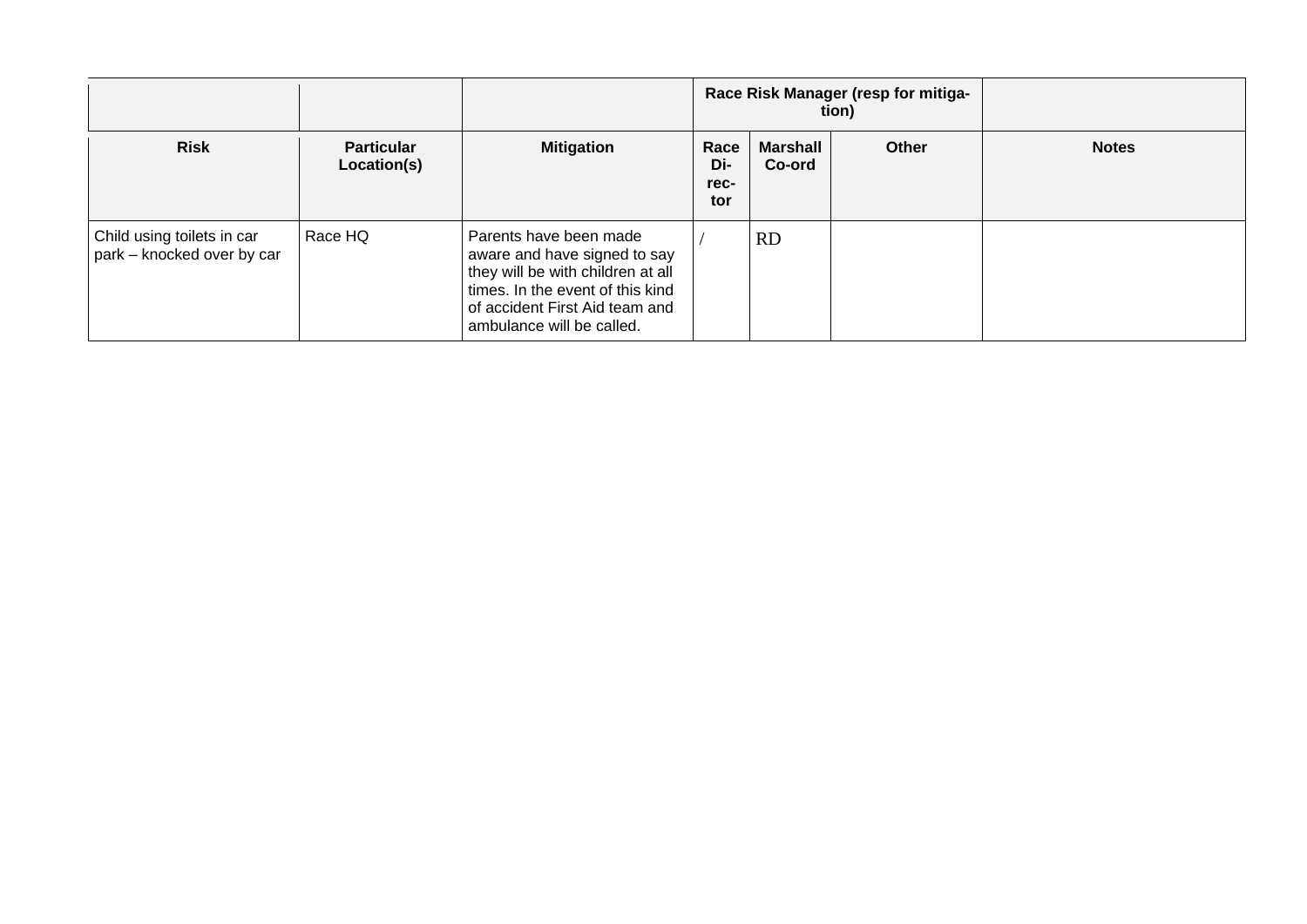| | | | Race Risk Manager (resp for mitigation) | | | |
|---|---|---|---|---|---|---|
| **Risk** | **Particular Location(s)** | **Mitigation** | **Race Director** | **Marshall Co-ord** | **Other** | **Notes** |
| Child using toilets in car park – knocked over by car | Race HQ | Parents have been made aware and have signed to say they will be with children at all times. In the event of this kind of accident First Aid team and ambulance will be called. | / | RD | | |